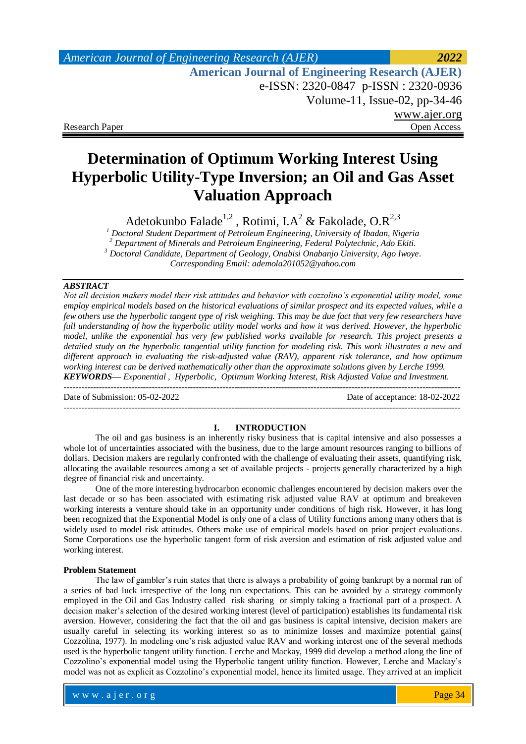Research Paper | Open Access

# Determination of Optimum Working Interest Using Hyperbolic Utility-Type Inversion; an Oil and Gas Asset Valuation Approach

Adetokunbo Falade[1,2] , Rotimi, I.A[2] & Fakolade, O.R[2,3]

[1] *Doctoral Student Department of Petroleum Engineering, University of Ibadan, Nigeria*
[2] *Department of Minerals and Petroleum Engineering, Federal Polytechnic, Ado Ekiti.*
[3] *Doctoral Candidate, Department of Geology, Onabisi Onabanjo University, Ago Iwoye.*
*Corresponding Email: ademola201052@yahoo.com*

***ABSTRACT***

*Not all decision makers model their risk attitudes and behavior with cozzolino's exponential utility model, some employ empirical models based on the historical evaluations of similar prospect and its expected values, while a few others use the hyperbolic tangent type of risk weighing. This may be due fact that very few researchers have full understanding of how the hyperbolic utility model works and how it was derived. However, the hyperbolic model, unlike the exponential has very few published works available for research. This project presents a detailed study on the hyperbolic tangential utility function for modeling risk. This work illustrates a new and different approach in evaluating the risk-adjusted value (RAV), apparent risk tolerance, and how optimum working interest can be derived mathematically other than the approximate solutions given by Lerche 1999.*

***KEYWORDS—*** *Exponential , Hyperbolic, Optimum Working Interest, Risk Adjusted Value and Investment.*

---

Date of Submission: 05-02-2022 | Date of acceptance: 18-02-2022

---

## I. INTRODUCTION

The oil and gas business is an inherently risky business that is capital intensive and also possesses a whole lot of uncertainties associated with the business, due to the large amount resources ranging to billions of dollars. Decision makers are regularly confronted with the challenge of evaluating their assets, quantifying risk, allocating the available resources among a set of available projects - projects generally characterized by a high degree of financial risk and uncertainty.

One of the more interesting hydrocarbon economic challenges encountered by decision makers over the last decade or so has been associated with estimating risk adjusted value RAV at optimum and breakeven working interests a venture should take in an opportunity under conditions of high risk. However, it has long been recognized that the Exponential Model is only one of a class of Utility functions among many others that is widely used to model risk attitudes. Others make use of empirical models based on prior project evaluations. Some Corporations use the hyperbolic tangent form of risk aversion and estimation of risk adjusted value and working interest.

### Problem Statement

The law of gambler's ruin states that there is always a probability of going bankrupt by a normal run of a series of bad luck irrespective of the long run expectations. This can be avoided by a strategy commonly employed in the Oil and Gas Industry called risk sharing or simply taking a fractional part of a prospect. A decision maker's selection of the desired working interest (level of participation) establishes its fundamental risk aversion. However, considering the fact that the oil and gas business is capital intensive, decision makers are usually careful in selecting its working interest so as to minimize losses and maximize potential gains( Cozzolina, 1977). In modeling one's risk adjusted value RAV and working interest one of the several methods used is the hyperbolic tangent utility function. Lerche and Mackay, 1999 did develop a method along the line of Cozzolino's exponential model using the Hyperbolic tangent utility function. However, Lerche and Mackay's model was not as explicit as Cozzolino's exponential model, hence its limited usage. They arrived at an implicit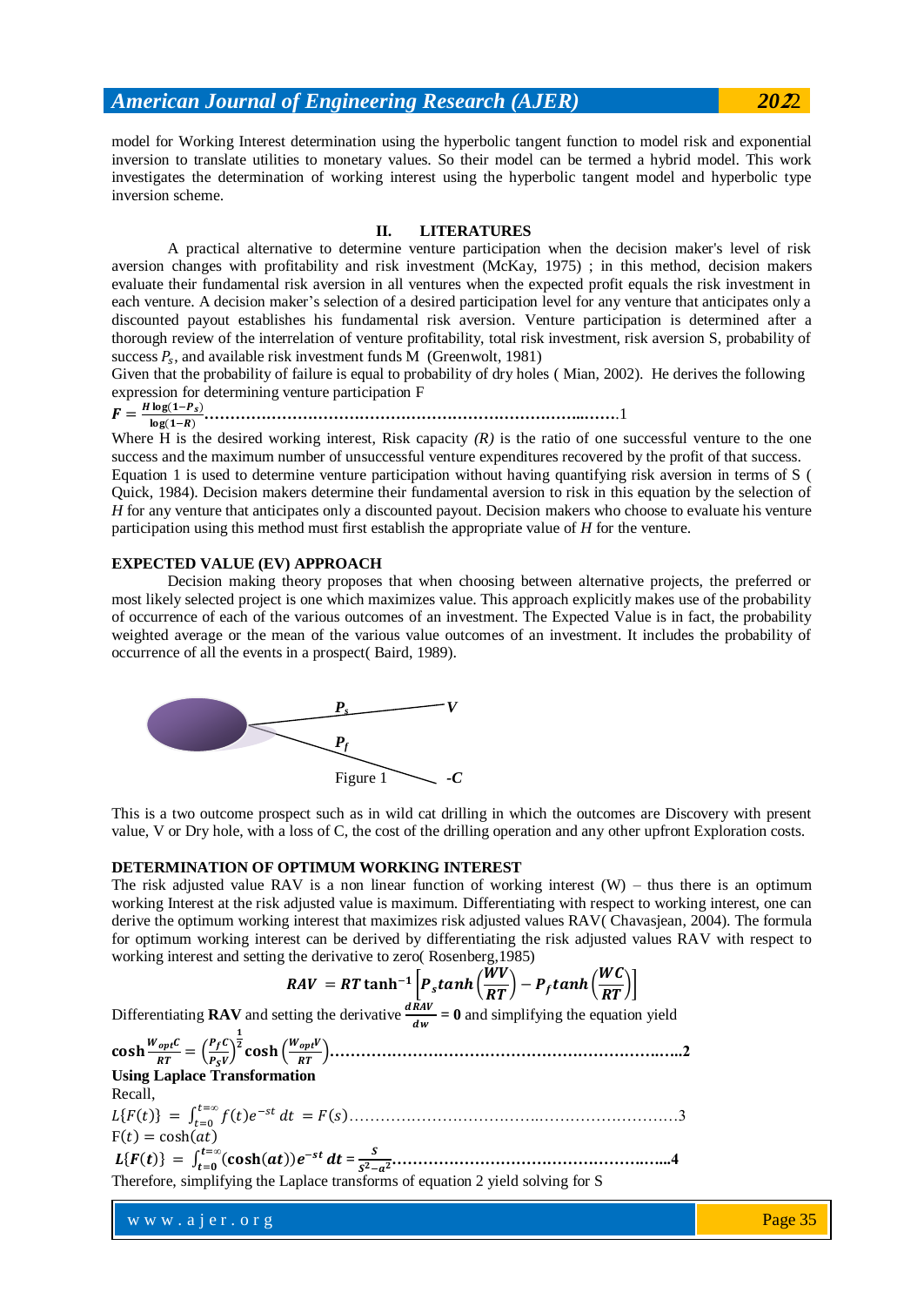model for Working Interest determination using the hyperbolic tangent function to model risk and exponential inversion to translate utilities to monetary values. So their model can be termed a hybrid model. This work investigates the determination of working interest using the hyperbolic tangent model and hyperbolic type inversion scheme.

## II. LITERATURES

A practical alternative to determine venture participation when the decision maker's level of risk aversion changes with profitability and risk investment (McKay, 1975) ; in this method, decision makers evaluate their fundamental risk aversion in all ventures when the expected profit equals the risk investment in each venture. A decision maker's selection of a desired participation level for any venture that anticipates only a discounted payout establishes his fundamental risk aversion. Venture participation is determined after a thorough review of the interrelation of venture profitability, total risk investment, risk aversion S, probability of success $P_s$, and available risk investment funds M (Greenwolt, 1981)

Given that the probability of failure is equal to probability of dry holes ( Mian, 2002). He derives the following expression for determining venture participation F

$$\boldsymbol{F = \frac{H\log(1-P_s)}{\log(1-R)}} \quad \ldots\ldots 1$$

Where H is the desired working interest, Risk capacity *(R)* is the ratio of one successful venture to the one success and the maximum number of unsuccessful venture expenditures recovered by the profit of that success.

Equation 1 is used to determine venture participation without having quantifying risk aversion in terms of S ( Quick, 1984). Decision makers determine their fundamental aversion to risk in this equation by the selection of *H* for any venture that anticipates only a discounted payout. Decision makers who choose to evaluate his venture participation using this method must first establish the appropriate value of *H* for the venture.

### EXPECTED VALUE (EV) APPROACH

Decision making theory proposes that when choosing between alternative projects, the preferred or most likely selected project is one which maximizes value. This approach explicitly makes use of the probability of occurrence of each of the various outcomes of an investment. The Expected Value is in fact, the probability weighted average or the mean of the various value outcomes of an investment. It includes the probability of occurrence of all the events in a prospect( Baird, 1989).

Figure 1

This is a two outcome prospect such as in wild cat drilling in which the outcomes are Discovery with present value, V or Dry hole, with a loss of C, the cost of the drilling operation and any other upfront Exploration costs.

### DETERMINATION OF OPTIMUM WORKING INTEREST

The risk adjusted value RAV is a non linear function of working interest (W) – thus there is an optimum working Interest at the risk adjusted value is maximum. Differentiating with respect to working interest, one can derive the optimum working interest that maximizes risk adjusted values RAV( Chavasjean, 2004). The formula for optimum working interest can be derived by differentiating the risk adjusted values RAV with respect to working interest and setting the derivative to zero( Rosenberg,1985)

$$\boldsymbol{RAV = RT\tanh^{-1}\left[P_s tanh\left(\frac{WV}{RT}\right) - P_f tanh\left(\frac{WC}{RT}\right)\right]}$$

Differentiating **RAV** and setting the derivative $\boldsymbol{\frac{dRAV}{dw} = 0}$ and simplifying the equation yield

$$\boldsymbol{\cosh\frac{W_{opt}C}{RT} = \left(\frac{P_f C}{P_S V}\right)^{\frac{1}{2}}\cosh\left(\frac{W_{opt}V}{RT}\right)} \quad \ldots\ldots 2$$

**Using Laplace Transformation**

Recall,

$$L\{F(t)\} = \int_{t=0}^{t=\infty} f(t)e^{-st}\,dt = F(s) \quad \ldots\ldots 3$$

$F(t) = \cosh(at)$

$$\boldsymbol{L\{F(t)\} = \int_{t=0}^{t=\infty} (\cosh(at))e^{-st}\,dt = \frac{s}{s^2-a^2}} \quad \ldots\ldots 4$$

Therefore, simplifying the Laplace transforms of equation 2 yield solving for S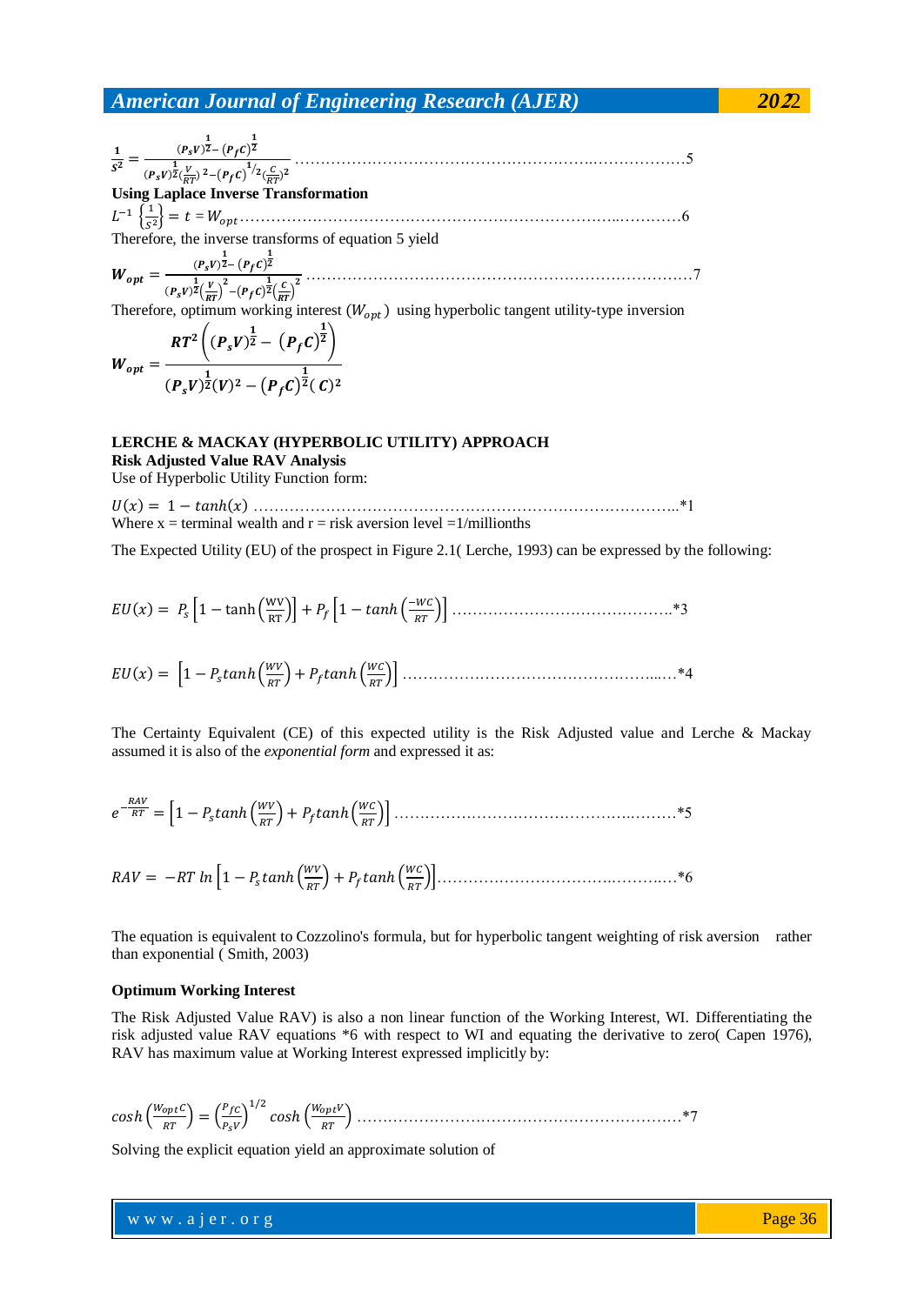$$\frac{1}{s^2} = \frac{(P_sV)^{\frac{1}{2}} - (P_fC)^{\frac{1}{2}}}{(P_sV)^{\frac{1}{2}}(\frac{V}{RT})^2 - (P_fC)^{1/2}(\frac{C}{RT})^2} \quad \text{……………………………………………………..………………5}$$

**Using Laplace Inverse Transformation**

$$L^{-1}\left\{\frac{1}{s^2}\right\} = t = W_{opt} \quad \text{……………………………………………………………………..…………6}$$

Therefore, the inverse transforms of equation 5 yield

$$\boldsymbol{W_{opt}} = \frac{(P_sV)^{\frac{1}{2}} - (P_fC)^{\frac{1}{2}}}{(P_sV)^{\frac{1}{2}}\left(\frac{V}{RT}\right)^2 - (P_fC)^{\frac{1}{2}}\left(\frac{C}{RT}\right)^2} \quad \text{…………………………………………………………………7}$$

Therefore, optimum working interest ($W_{opt}$) using hyperbolic tangent utility-type inversion

$$\boldsymbol{W_{opt}} = \frac{RT^2\left((P_sV)^{\frac{1}{2}} - (P_fC)^{\frac{1}{2}}\right)}{(P_sV)^{\frac{1}{2}}(V)^2 - (P_fC)^{\frac{1}{2}}(C)^2}$$

**LERCHE & MACKAY (HYPERBOLIC UTILITY) APPROACH**

**Risk Adjusted Value RAV Analysis**

Use of Hyperbolic Utility Function form:

$$U(x) = 1 - tanh(x) \quad \text{………………………………………………………………………..*1}$$

Where x = terminal wealth and r = risk aversion level =1/millionths

The Expected Utility (EU) of the prospect in Figure 2.1( Lerche, 1993) can be expressed by the following:

$$EU(x) = P_s\left[1 - \tanh\left(\frac{WV}{RT}\right)\right] + P_f\left[1 - tanh\left(\frac{-WC}{RT}\right)\right] \quad \text{…………………………………….*3}$$

$$EU(x) = \left[1 - P_s tanh\left(\frac{WV}{RT}\right) + P_f tanh\left(\frac{WC}{RT}\right)\right] \quad \text{……………………………………………...…*4}$$

The Certainty Equivalent (CE) of this expected utility is the Risk Adjusted value and Lerche & Mackay assumed it is also of the *exponential form* and expressed it as:

$$e^{-\frac{RAV}{RT}} = \left[1 - P_s tanh\left(\frac{WV}{RT}\right) + P_f tanh\left(\frac{WC}{RT}\right)\right] \quad \text{……………………………………….………*5}$$

$$RAV = -RT\ ln\left[1 - P_s tanh\left(\frac{WV}{RT}\right) + P_f tanh\left(\frac{WC}{RT}\right)\right] \quad \text{………………………….……….…*6}$$

The equation is equivalent to Cozzolino's formula, but for hyperbolic tangent weighting of risk aversion rather than exponential ( Smith, 2003)

**Optimum Working Interest**

The Risk Adjusted Value RAV) is also a non linear function of the Working Interest, WI. Differentiating the risk adjusted value RAV equations *6 with respect to WI and equating the derivative to zero( Capen 1976), RAV has maximum value at Working Interest expressed implicitly by:

$$cosh\left(\frac{W_{opt}C}{RT}\right) = \left(\frac{P_fC}{P_sV}\right)^{1/2} cosh\left(\frac{W_{opt}V}{RT}\right) \quad \text{………………………………………………………*7}$$

Solving the explicit equation yield an approximate solution of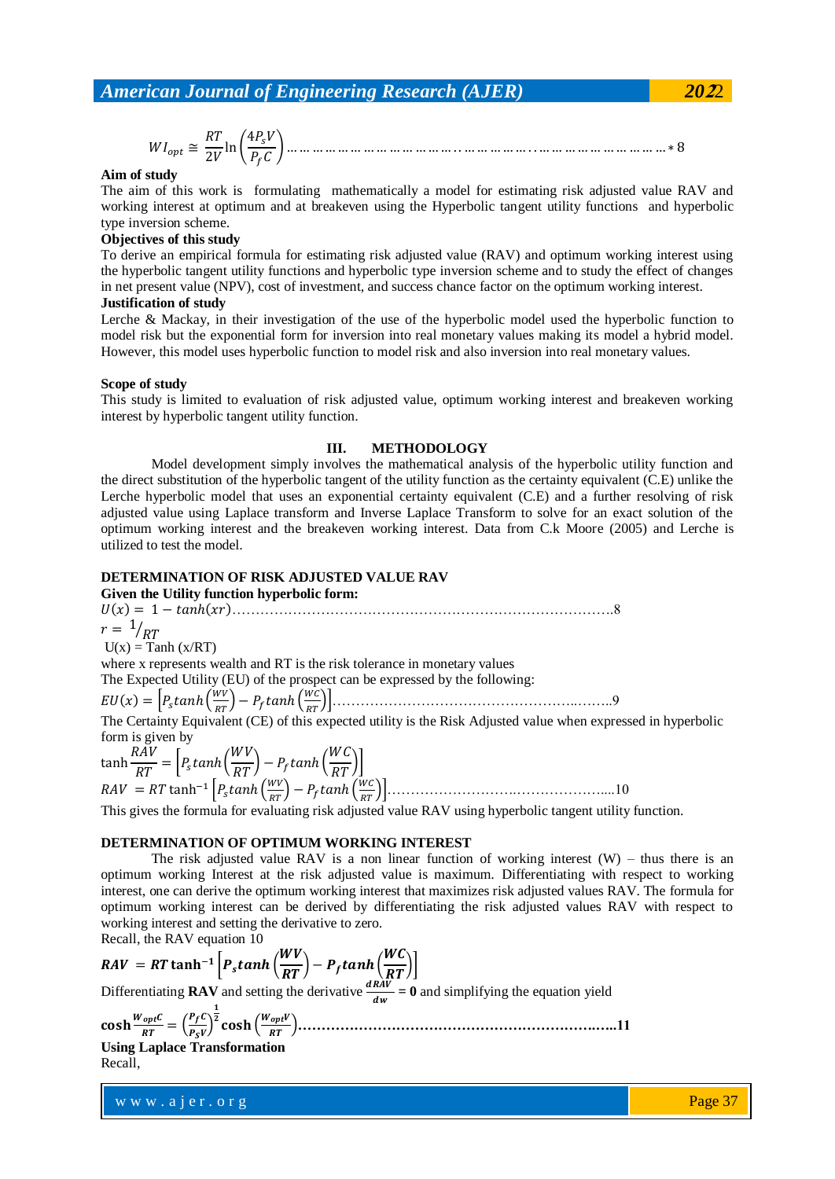$$WI_{opt} \cong \frac{RT}{2V}\ln\left(\frac{4P_sV}{P_fC}\right) \ldots\ldots * 8$$

**Aim of study**

The aim of this work is formulating mathematically a model for estimating risk adjusted value RAV and working interest at optimum and at breakeven using the Hyperbolic tangent utility functions and hyperbolic type inversion scheme.

**Objectives of this study**

To derive an empirical formula for estimating risk adjusted value (RAV) and optimum working interest using the hyperbolic tangent utility functions and hyperbolic type inversion scheme and to study the effect of changes in net present value (NPV), cost of investment, and success chance factor on the optimum working interest.

**Justification of study**

Lerche & Mackay, in their investigation of the use of the hyperbolic model used the hyperbolic function to model risk but the exponential form for inversion into real monetary values making its model a hybrid model. However, this model uses hyperbolic function to model risk and also inversion into real monetary values.

**Scope of study**

This study is limited to evaluation of risk adjusted value, optimum working interest and breakeven working interest by hyperbolic tangent utility function.

## III. METHODOLOGY

Model development simply involves the mathematical analysis of the hyperbolic utility function and the direct substitution of the hyperbolic tangent of the utility function as the certainty equivalent (C.E) unlike the Lerche hyperbolic model that uses an exponential certainty equivalent (C.E) and a further resolving of risk adjusted value using Laplace transform and Inverse Laplace Transform to solve for an exact solution of the optimum working interest and the breakeven working interest. Data from C.k Moore (2005) and Lerche is utilized to test the model.

**DETERMINATION OF RISK ADJUSTED VALUE RAV**

**Given the Utility function hyperbolic form:**

$$U(x) = 1 - tanh(xr) \ldots\ldots 8$$

$$r = {}^{1}/_{RT}$$

U(x) = Tanh (x/RT)

where x represents wealth and RT is the risk tolerance in monetary values

The Expected Utility (EU) of the prospect can be expressed by the following:

$$EU(x) = \left[P_s tanh\left(\frac{WV}{RT}\right) - P_f tanh\left(\frac{WC}{RT}\right)\right] \ldots\ldots 9$$

The Certainty Equivalent (CE) of this expected utility is the Risk Adjusted value when expressed in hyperbolic form is given by

$$\tanh\frac{RAV}{RT} = \left[P_s tanh\left(\frac{WV}{RT}\right) - P_f tanh\left(\frac{WC}{RT}\right)\right]$$

$$RAV = RT\tanh^{-1}\left[P_s tanh\left(\frac{WV}{RT}\right) - P_f tanh\left(\frac{WC}{RT}\right)\right] \ldots\ldots 10$$

This gives the formula for evaluating risk adjusted value RAV using hyperbolic tangent utility function.

**DETERMINATION OF OPTIMUM WORKING INTEREST**

The risk adjusted value RAV is a non linear function of working interest (W) – thus there is an optimum working Interest at the risk adjusted value is maximum. Differentiating with respect to working interest, one can derive the optimum working interest that maximizes risk adjusted values RAV. The formula for optimum working interest can be derived by differentiating the risk adjusted values RAV with respect to working interest and setting the derivative to zero.

Recall, the RAV equation 10

$$\boldsymbol{RAV = RT\tanh^{-1}\left[P_s tanh\left(\frac{WV}{RT}\right) - P_f tanh\left(\frac{WC}{RT}\right)\right]}$$

Differentiating **RAV** and setting the derivative $\frac{dRAV}{dw} = 0$ and simplifying the equation yield

$$\boldsymbol{\cosh\frac{W_{opt}C}{RT} = \left(\frac{P_fC}{P_SV}\right)^{\frac{1}{2}}\cosh\left(\frac{W_{opt}V}{RT}\right) \ldots\ldots 11}$$

**Using Laplace Transformation**

Recall,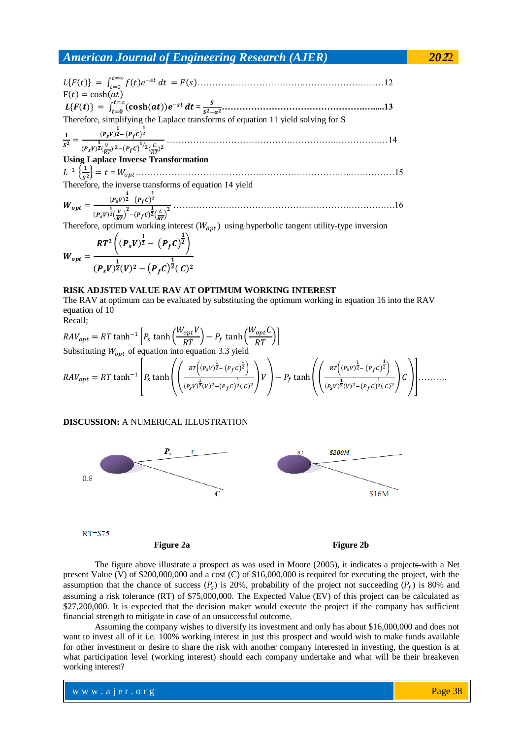$$L\{F(t)\} = \int_{t=0}^{t=\infty} f(t)e^{-st}\,dt = F(s) \quad \ldots\ldots 12$$

$\mathrm{F}(t) = \cosh(at)$

$$\boldsymbol{L\{F(t)\} = \int_{t=0}^{t=\infty} (\cosh(at))e^{-st}\,dt = \frac{s}{s^2 - a^2}} \quad \ldots\ldots \mathbf{13}$$

Therefore, simplifying the Laplace transforms of equation 11 yield solving for S

$$\frac{1}{s^2} = \frac{(P_s V)^{\frac{1}{2}} - (P_f C)^{\frac{1}{2}}}{(P_s V)^{\frac{1}{2}}(\frac{V}{RT})^2 - (P_f C)^{1/2}(\frac{C}{RT})^2} \quad \ldots\ldots 14$$

**Using Laplace Inverse Transformation**

$$L^{-1}\left\{\frac{1}{s^2}\right\} = t = W_{opt} \quad \ldots\ldots 15$$

Therefore, the inverse transforms of equation 14 yield

$$\boldsymbol{W_{opt}} = \frac{(P_s V)^{\frac{1}{2}} - (P_f C)^{\frac{1}{2}}}{(P_s V)^{\frac{1}{2}}\left(\frac{V}{RT}\right)^2 - (P_f C)^{\frac{1}{2}}\left(\frac{C}{RT}\right)^2} \quad \ldots\ldots 16$$

Therefore, optimum working interest ($W_{opt}$) using hyperbolic tangent utility-type inversion

$$\boldsymbol{W_{opt} = \frac{RT^2\left((P_s V)^{\frac{1}{2}} - (P_f C)^{\frac{1}{2}}\right)}{(P_s V)^{\frac{1}{2}}(V)^2 - (P_f C)^{\frac{1}{2}}(C)^2}}$$

**RISK ADJSTED VALUE RAV AT OPTIMUM WORKING INTEREST**

The RAV at optimum can be evaluated by substituting the optimum working in equation 16 into the RAV equation of 10

Recall;

$$RAV_{opt} = RT\tanh^{-1}\left[P_s \tanh\left(\frac{W_{opt}V}{RT}\right) - P_f \tanh\left(\frac{W_{opt}C}{RT}\right)\right]$$

Substituting $W_{opt}$ of equation into equation 3.3 yield

$$RAV_{opt} = RT\tanh^{-1}\left[P_s \tanh\left(\left(\frac{RT\left((P_s V)^{\frac{1}{2}} - (P_f C)^{\frac{1}{2}}\right)}{(P_s V)^{\frac{1}{2}}(V)^2 - (P_f C)^{\frac{1}{2}}(C)^2}\right)V\right) - P_f \tanh\left(\left(\frac{RT\left((P_s V)^{\frac{1}{2}} - (P_f C)^{\frac{1}{2}}\right)}{(P_s V)^{\frac{1}{2}}(V)^2 - (P_f C)^{\frac{1}{2}}(C)^2}\right)C\right)\right] \ldots\ldots$$

**DISCUSSION:** A NUMERICAL ILLUSTRATION

$P_s$ $V$

0.8 C

RT=$75

Figure 2a

0.2 $200M

$16M

Figure 2b

The figure above illustrate a prospect as was used in Moore (2005), it indicates a projects with a Net present Value (V) of $200,000,000 and a cost (C) of $16,000,000 is required for executing the project, with the assumption that the chance of success ($P_s$) is 20%, probability of the project not succeeding ($P_f$) is 80% and assuming a risk tolerance (RT) of $75,000,000. The Expected Value (EV) of this project can be calculated as $27,200,000. It is expected that the decision maker would execute the project if the company has sufficient financial strength to mitigate in case of an unsuccessful outcome.

Assuming the company wishes to diversify its investment and only has about $16,000,000 and does not want to invest all of it i.e. 100% working interest in just this prospect and would wish to make funds available for other investment or desire to share the risk with another company interested in investing, the question is at what participation level (working interest) should each company undertake and what will be their breakeven working interest?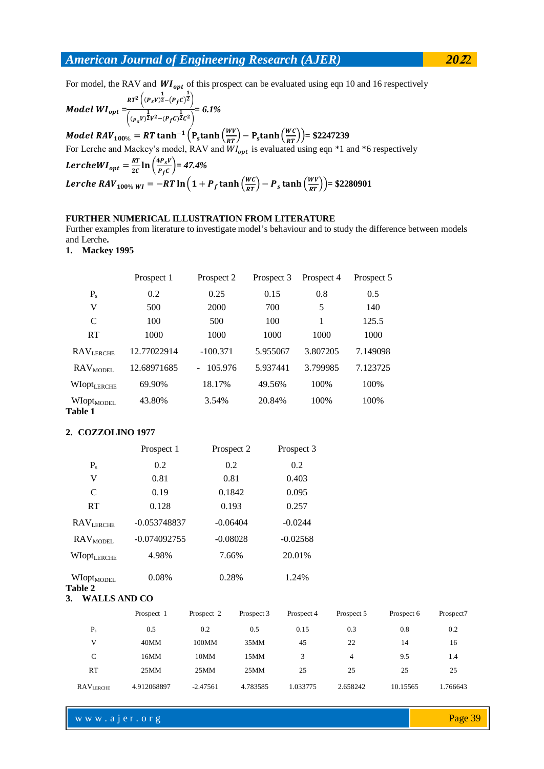For model, the RAV and $WI_{opt}$ of this prospect can be evaluated using eqn 10 and 16 respectively

$$Model\ WI_{opt} = \frac{RT^2\left((P_s V)^{\frac{1}{2}} - (P_f C)^{\frac{1}{2}}\right)}{\left((P_s V)^{\frac{1}{2}} V^2 - (P_f C)^{\frac{1}{2}} C^2\right)} = 6.1\%$$

$$Model\ RAV_{100\%} = RT \tanh^{-1}\left(P_s \tanh\left(\frac{WV}{RT}\right) - P_s \tanh\left(\frac{WC}{RT}\right)\right) = \$2247239$$

For Lerche and Mackey's model, RAV and $WI_{opt}$ is evaluated using eqn *1 and *6 respectively

$$LercheWI_{opt} = \frac{RT}{2C}\ln\left(\frac{4P_s V}{P_f C}\right) = 47.4\%$$

$$Lerche\ RAV_{100\%\ WI} = -RT\ln\left(1 + P_f \tanh\left(\frac{WC}{RT}\right) - P_s \tanh\left(\frac{WV}{RT}\right)\right) = \$2280901$$

**FURTHER NUMERICAL ILLUSTRATION FROM LITERATURE**

Further examples from literature to investigate model's behaviour and to study the difference between models and Lerche**.**

**1. Mackey 1995**

| | Prospect 1 | Prospect 2 | Prospect 3 | Prospect 4 | Prospect 5 |
|---|---|---|---|---|---|
| $P_s$ | 0.2 | 0.25 | 0.15 | 0.8 | 0.5 |
| V | 500 | 2000 | 700 | 5 | 140 |
| C | 100 | 500 | 100 | 1 | 125.5 |
| RT | 1000 | 1000 | 1000 | 1000 | 1000 |
| $RAV_{LERCHE}$ | 12.77022914 | -100.371 | 5.955067 | 3.807205 | 7.149098 |
| $RAV_{MODEL}$ | 12.68971685 | - 105.976 | 5.937441 | 3.799985 | 7.123725 |
| $WIopt_{LERCHE}$ | 69.90% | 18.17% | 49.56% | 100% | 100% |
| $WIopt_{MODEL}$ | 43.80% | 3.54% | 20.84% | 100% | 100% |

**Table 1**

**2. COZZOLINO 1977**

| | Prospect 1 | Prospect 2 | Prospect 3 |
|---|---|---|---|
| $P_s$ | 0.2 | 0.2 | 0.2 |
| V | 0.81 | 0.81 | 0.403 |
| C | 0.19 | 0.1842 | 0.095 |
| RT | 0.128 | 0.193 | 0.257 |
| $RAV_{LERCHE}$ | -0.053748837 | -0.06404 | -0.0244 |
| $RAV_{MODEL}$ | -0.074092755 | -0.08028 | -0.02568 |
| $WIopt_{LERCHE}$ | 4.98% | 7.66% | 20.01% |
| $WIopt_{MODEL}$ | 0.08% | 0.28% | 1.24% |

**Table 2**

**3. WALLS AND CO**

| | Prospect 1 | Prospect 2 | Prospect 3 | Prospect 4 | Prospect 5 | Prospect 6 | Prospect7 |
|---|---|---|---|---|---|---|---|
| $P_s$ | 0.5 | 0.2 | 0.5 | 0.15 | 0.3 | 0.8 | 0.2 |
| V | 40MM | 100MM | 35MM | 45 | 22 | 14 | 16 |
| C | 16MM | 10MM | 15MM | 3 | 4 | 9.5 | 1.4 |
| RT | 25MM | 25MM | 25MM | 25 | 25 | 25 | 25 |
| $RAV_{LERCHE}$ | 4.912068897 | -2.47561 | 4.783585 | 1.033775 | 2.658242 | 10.15565 | 1.766643 |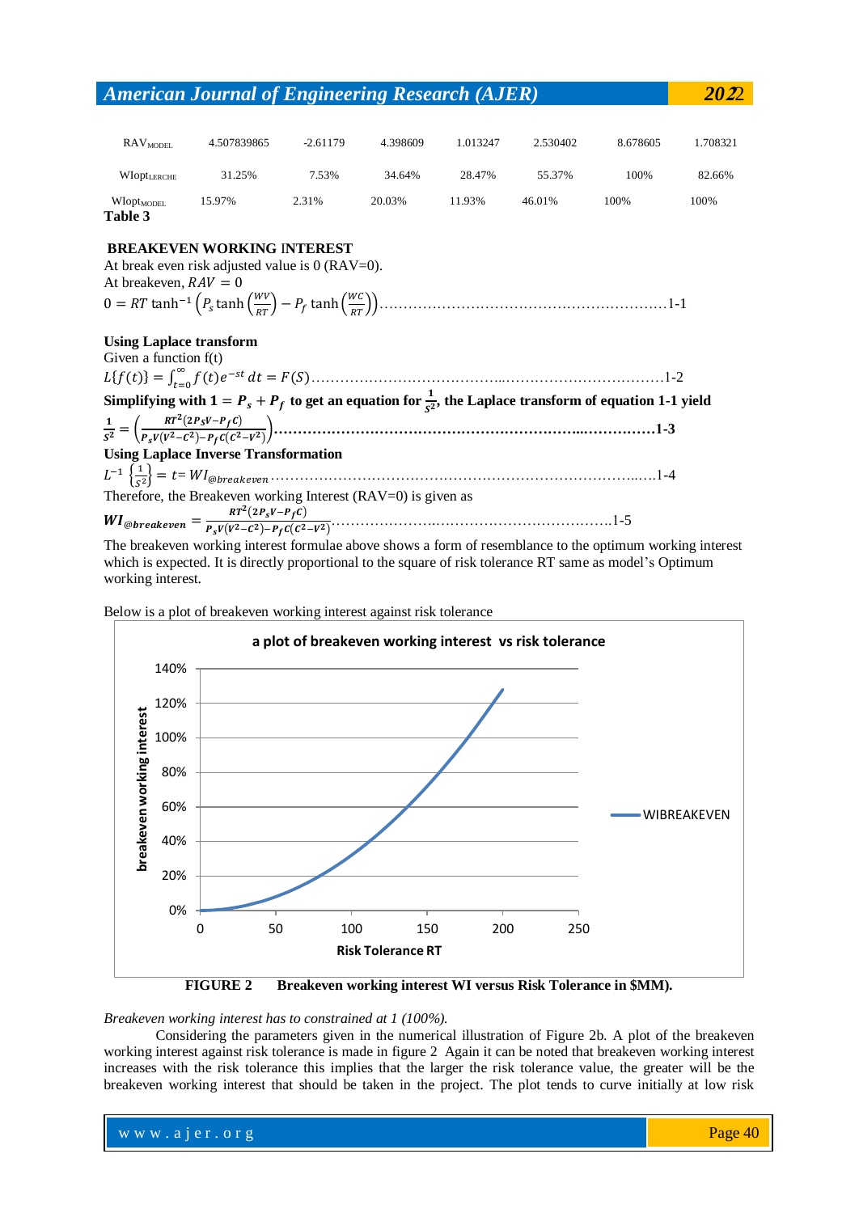| RAV$_{MODEL}$ | 4.507839865 | -2.61179 | 4.398609 | 1.013247 | 2.530402 | 8.678605 | 1.708321 |
|---|---|---|---|---|---|---|---|
| WIopt$_{LERCHE}$ | 31.25% | 7.53% | 34.64% | 28.47% | 55.37% | 100% | 82.66% |
| WIopt$_{MODEL}$ | 15.97% | 2.31% | 20.03% | 11.93% | 46.01% | 100% | 100% |

**Table 3**

## BREAKEVEN WORKING INTEREST

At break even risk adjusted value is 0 (RAV=0).

At breakeven, $RAV = 0$

$$0 = RT\tanh^{-1}\left(P_s \tanh\left(\frac{WV}{RT}\right) - P_f \tanh\left(\frac{WC}{RT}\right)\right) \quad \text{1-1}$$

**Using Laplace transform**

Given a function f(t)

$$L\{f(t)\} = \int_{t=0}^{\infty} f(t)e^{-st}\,dt = F(S) \quad \text{1-2}$$

**Simplifying with $1 = P_s + P_f$ to get an equation for $\frac{1}{s^2}$, the Laplace transform of equation 1-1 yield**

$$\frac{1}{s^2} = \left(\frac{RT^2(2P_sV - P_fC)}{P_sV(V^2-C^2) - P_fC(C^2-V^2)}\right) \quad \text{1-3}$$

**Using Laplace Inverse Transformation**

$$L^{-1}\left\{\frac{1}{s^2}\right\} = t = WI_{@breakeven} \quad \text{1-4}$$

Therefore, the Breakeven working Interest (RAV=0) is given as

$$WI_{@breakeven} = \frac{RT^2(2P_sV - P_fC)}{P_sV(V^2-C^2) - P_fC(C^2-V^2)} \quad \text{1-5}$$

The breakeven working interest formulae above shows a form of resemblance to the optimum working interest which is expected. It is directly proportional to the square of risk tolerance RT same as model's Optimum working interest.

Below is a plot of breakeven working interest against risk tolerance

**FIGURE 2** Breakeven working interest WI versus Risk Tolerance in $MM).

*Breakeven working interest has to constrained at 1 (100%).*

Considering the parameters given in the numerical illustration of Figure 2b. A plot of the breakeven working interest against risk tolerance is made in figure 2 Again it can be noted that breakeven working interest increases with the risk tolerance this implies that the larger the risk tolerance value, the greater will be the breakeven working interest that should be taken in the project. The plot tends to curve initially at low risk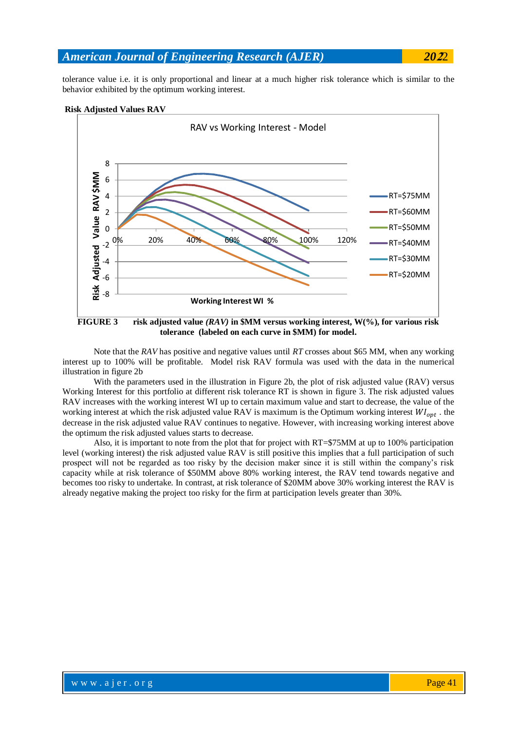tolerance value i.e. it is only proportional and linear at a much higher risk tolerance which is similar to the behavior exhibited by the optimum working interest.

**Risk Adjusted Values RAV**

**FIGURE 3** **risk adjusted value *(RAV)* in $MM versus working interest, W(%), for various risk tolerance (labeled on each curve in $MM) for model.**

Note that the *RAV* has positive and negative values until *RT* crosses about $65 MM, when any working interest up to 100% will be profitable. Model risk RAV formula was used with the data in the numerical illustration in figure 2b

With the parameters used in the illustration in Figure 2b, the plot of risk adjusted value (RAV) versus Working Interest for this portfolio at different risk tolerance RT is shown in figure 3. The risk adjusted values RAV increases with the working interest WI up to certain maximum value and start to decrease, the value of the working interest at which the risk adjusted value RAV is maximum is the Optimum working interest $WI_{opt}$ . the decrease in the risk adjusted value RAV continues to negative. However, with increasing working interest above the optimum the risk adjusted values starts to decrease.

Also, it is important to note from the plot that for project with RT=$75MM at up to 100% participation level (working interest) the risk adjusted value RAV is still positive this implies that a full participation of such prospect will not be regarded as too risky by the decision maker since it is still within the company's risk capacity while at risk tolerance of $50MM above 80% working interest, the RAV tend towards negative and becomes too risky to undertake. In contrast, at risk tolerance of $20MM above 30% working interest the RAV is already negative making the project too risky for the firm at participation levels greater than 30%.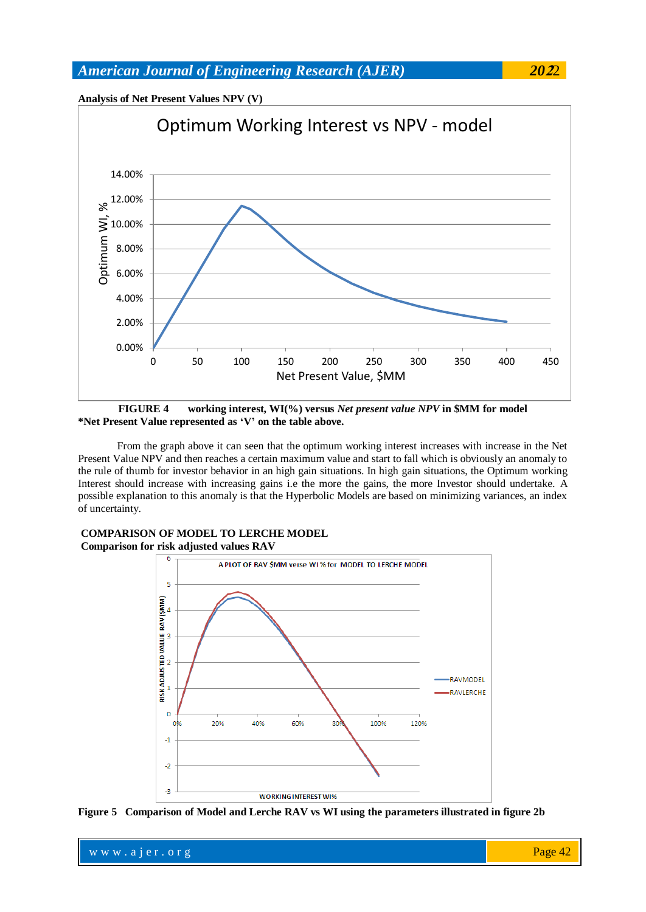**Analysis of Net Present Values NPV (V)**

**FIGURE 4** **working interest, WI(%) versus** ***Net present value NPV*** **in $MM for model**
**\*Net Present Value represented as 'V' on the table above.**

From the graph above it can seen that the optimum working interest increases with increase in the Net Present Value NPV and then reaches a certain maximum value and start to fall which is obviously an anomaly to the rule of thumb for investor behavior in an high gain situations. In high gain situations, the Optimum working Interest should increase with increasing gains i.e the more the gains, the more Investor should undertake. A possible explanation to this anomaly is that the Hyperbolic Models are based on minimizing variances, an index of uncertainty.

**COMPARISON OF MODEL TO LERCHE MODEL**
**Comparison for risk adjusted values RAV**

**Figure 5** **Comparison of Model and Lerche RAV vs WI using the parameters illustrated in figure 2b**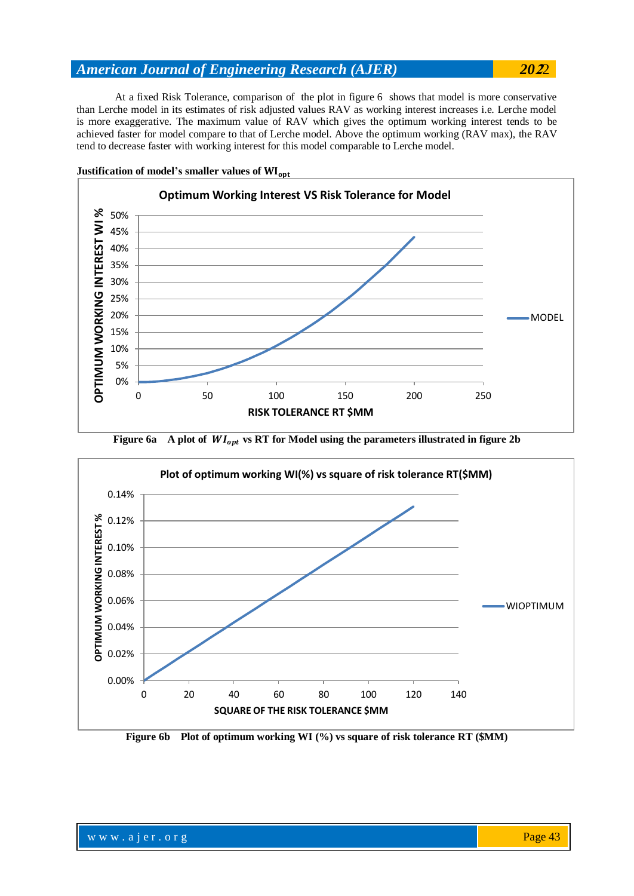At a fixed Risk Tolerance, comparison of the plot in figure 6 shows that model is more conservative than Lerche model in its estimates of risk adjusted values RAV as working interest increases i.e. Lerche model is more exaggerative. The maximum value of RAV which gives the optimum working interest tends to be achieved faster for model compare to that of Lerche model. Above the optimum working (RAV max), the RAV tend to decrease faster with working interest for this model comparable to Lerche model.

**Justification of model's smaller values of $WI_{opt}$**

**Figure 6a** A plot of $WI_{opt}$ vs RT for Model using the parameters illustrated in figure 2b

**Figure 6b** Plot of optimum working WI (%) vs square of risk tolerance RT ($MM)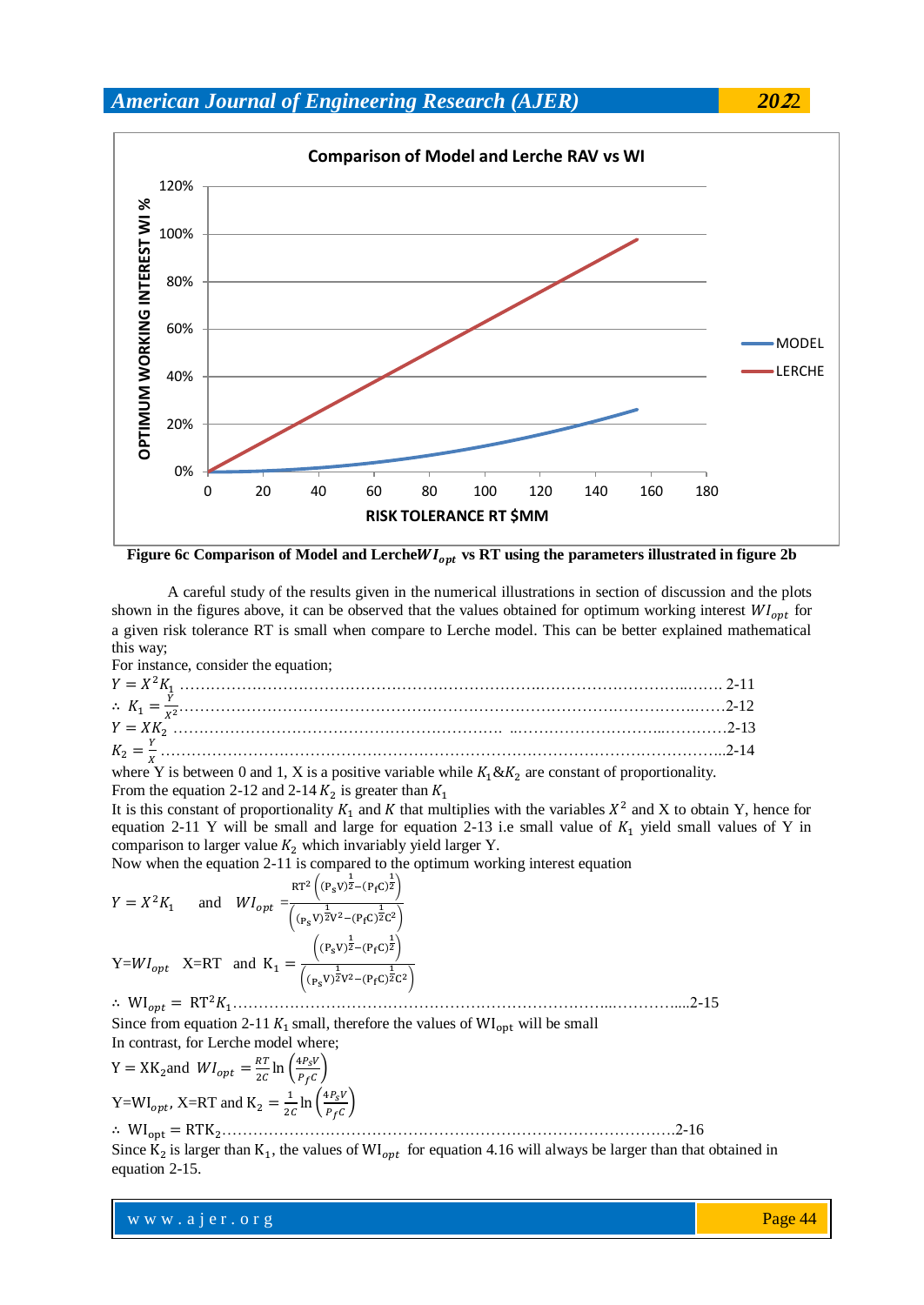Figure 6c Comparison of Model and Lerche $WI_{opt}$ vs RT using the parameters illustrated in figure 2b

A careful study of the results given in the numerical illustrations in section of discussion and the plots shown in the figures above, it can be observed that the values obtained for optimum working interest $WI_{opt}$ for a given risk tolerance RT is small when compare to Lerche model. This can be better explained mathematical this way;

For instance, consider the equation;

$Y = X^2 K_1$ ……………………………………………………………………………………… 2-11

$\therefore K_1 = \frac{Y}{X^2}$ ……………………………………………………………………………………………2-12

$Y = XK_2$ ……………………………………………………………………………………………2-13

$K_2 = \frac{Y}{X}$ ……………………………………………………………………………………………..2-14

where Y is between 0 and 1, X is a positive variable while $K_1 \& K_2$ are constant of proportionality.

From the equation 2-12 and 2-14 $K_2$ is greater than $K_1$

It is this constant of proportionality $K_1$ and $K$ that multiplies with the variables $X^2$ and X to obtain Y, hence for equation 2-11 Y will be small and large for equation 2-13 i.e small value of $K_1$ yield small values of Y in comparison to larger value $K_2$ which invariably yield larger Y.

Now when the equation 2-11 is compared to the optimum working interest equation

$$Y = X^2 K_1 \quad \text{and} \quad WI_{opt} = \frac{RT^2\left((P_sV)^{\frac{1}{2}} - (P_fC)^{\frac{1}{2}}\right)}{\left((P_sV)^{\frac{1}{2}}V^2 - (P_fC)^{\frac{1}{2}}C^2\right)}$$

$$Y = WI_{opt} \quad X = RT \quad \text{and} \quad K_1 = \frac{\left((P_sV)^{\frac{1}{2}} - (P_fC)^{\frac{1}{2}}\right)}{\left((P_sV)^{\frac{1}{2}}V^2 - (P_fC)^{\frac{1}{2}}C^2\right)}$$

$\therefore WI_{opt} = RT^2 K_1$ ………………………………………………………………………………....2-15

Since from equation 2-11 $K_1$ small, therefore the values of $WI_{opt}$ will be small

In contrast, for Lerche model where;

$$Y = XK_2 \text{and} \quad WI_{opt} = \frac{RT}{2C}\ln\left(\frac{4P_sV}{P_fC}\right)$$

$$Y = WI_{opt}, \; X = RT \text{ and } K_2 = \frac{1}{2C}\ln\left(\frac{4P_sV}{P_fC}\right)$$

$\therefore WI_{opt} = RTK_2$ …………………………………………………………………………………2-16

Since $K_2$ is larger than $K_1$, the values of $WI_{opt}$ for equation 4.16 will always be larger than that obtained in equation 2-15.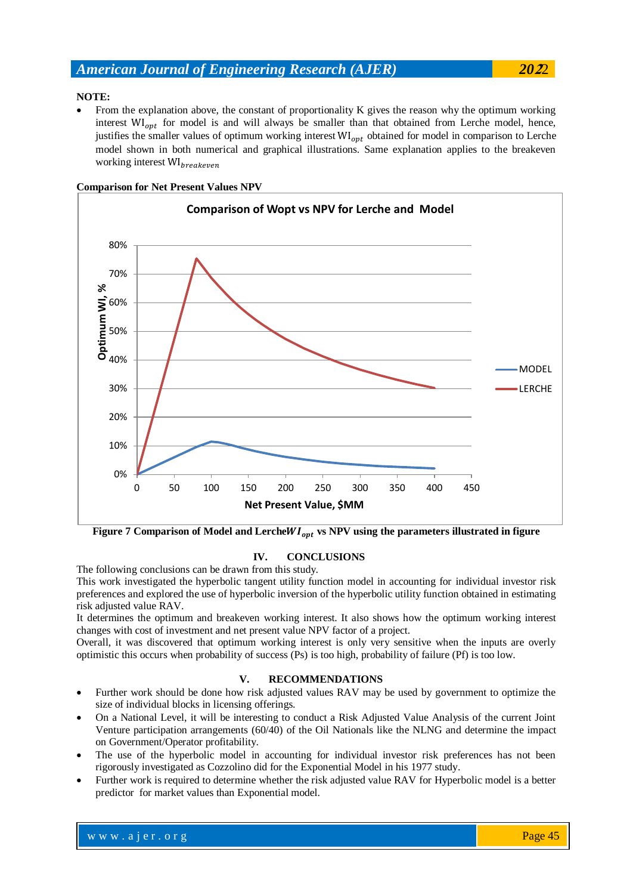**NOTE:**

- From the explanation above, the constant of proportionality K gives the reason why the optimum working interest $\mathrm{WI}_{opt}$ for model is and will always be smaller than that obtained from Lerche model, hence, justifies the smaller values of optimum working interest $\mathrm{WI}_{opt}$ obtained for model in comparison to Lerche model shown in both numerical and graphical illustrations. Same explanation applies to the breakeven working interest $\mathrm{WI}_{breakeven}$

**Comparison for Net Present Values NPV**

**Figure 7 Comparison of Model and Lerche $WI_{opt}$ vs NPV using the parameters illustrated in figure**

## IV. CONCLUSIONS

The following conclusions can be drawn from this study.

This work investigated the hyperbolic tangent utility function model in accounting for individual investor risk preferences and explored the use of hyperbolic inversion of the hyperbolic utility function obtained in estimating risk adjusted value RAV.

It determines the optimum and breakeven working interest. It also shows how the optimum working interest changes with cost of investment and net present value NPV factor of a project.

Overall, it was discovered that optimum working interest is only very sensitive when the inputs are overly optimistic this occurs when probability of success (Ps) is too high, probability of failure (Pf) is too low.

## V. RECOMMENDATIONS

- Further work should be done how risk adjusted values RAV may be used by government to optimize the size of individual blocks in licensing offerings.
- On a National Level, it will be interesting to conduct a Risk Adjusted Value Analysis of the current Joint Venture participation arrangements (60/40) of the Oil Nationals like the NLNG and determine the impact on Government/Operator profitability.
- The use of the hyperbolic model in accounting for individual investor risk preferences has not been rigorously investigated as Cozzolino did for the Exponential Model in his 1977 study.
- Further work is required to determine whether the risk adjusted value RAV for Hyperbolic model is a better predictor for market values than Exponential model.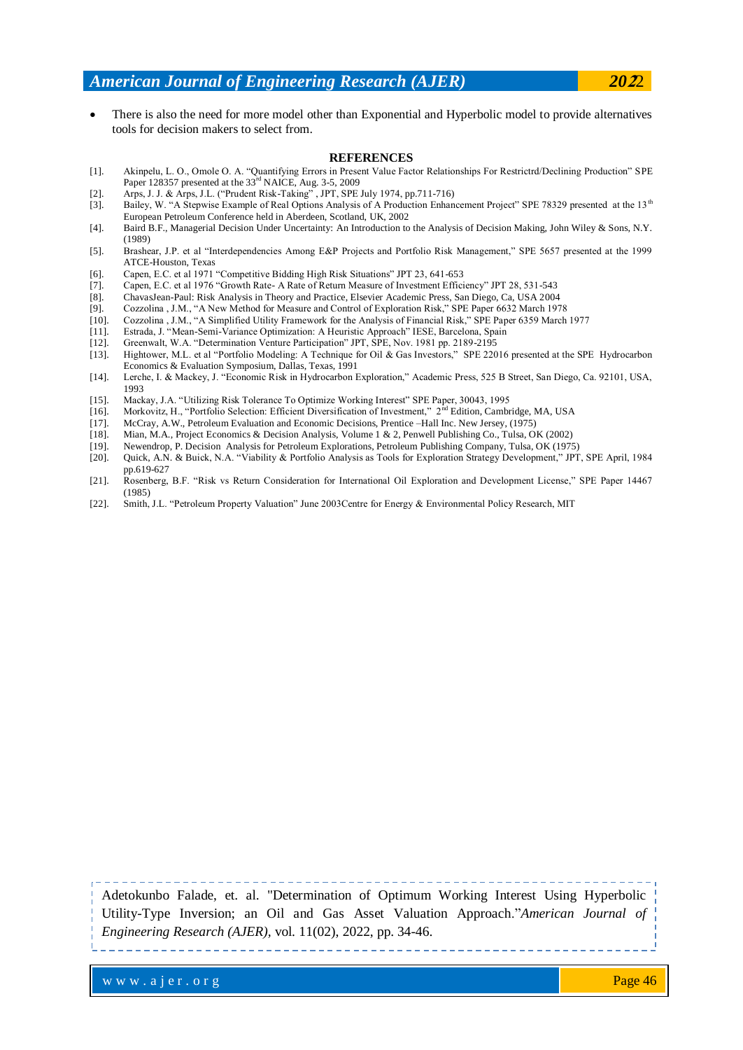- There is also the need for more model other than Exponential and Hyperbolic model to provide alternatives tools for decision makers to select from.

## REFERENCES

[1]. Akinpelu, L. O., Omole O. A. "Quantifying Errors in Present Value Factor Relationships For Restrictrd/Declining Production" SPE Paper 128357 presented at the 33rd NAICE, Aug. 3-5, 2009

[2]. Arps, J. J. & Arps, J.L. ("Prudent Risk-Taking" , JPT, SPE July 1974, pp.711-716)

[3]. Bailey, W. "A Stepwise Example of Real Options Analysis of A Production Enhancement Project" SPE 78329 presented at the 13th European Petroleum Conference held in Aberdeen, Scotland, UK, 2002

[4]. Baird B.F., Managerial Decision Under Uncertainty: An Introduction to the Analysis of Decision Making, John Wiley & Sons, N.Y. (1989)

[5]. Brashear, J.P. et al "Interdependencies Among E&P Projects and Portfolio Risk Management," SPE 5657 presented at the 1999 ATCE-Houston, Texas

[6]. Capen, E.C. et al 1971 "Competitive Bidding High Risk Situations" JPT 23, 641-653

[7]. Capen, E.C. et al 1976 "Growth Rate- A Rate of Return Measure of Investment Efficiency" JPT 28, 531-543

[8]. ChavasJean-Paul: Risk Analysis in Theory and Practice, Elsevier Academic Press, San Diego, Ca, USA 2004

[9]. Cozzolina , J.M., "A New Method for Measure and Control of Exploration Risk," SPE Paper 6632 March 1978

[10]. Cozzolina , J.M., "A Simplified Utility Framework for the Analysis of Financial Risk," SPE Paper 6359 March 1977

[11]. Estrada, J. "Mean-Semi-Variance Optimization: A Heuristic Approach" IESE, Barcelona, Spain

[12]. Greenwalt, W.A. "Determination Venture Participation" JPT, SPE, Nov. 1981 pp. 2189-2195

[13]. Hightower, M.L. et al "Portfolio Modeling: A Technique for Oil & Gas Investors," SPE 22016 presented at the SPE Hydrocarbon Economics & Evaluation Symposium, Dallas, Texas, 1991

[14]. Lerche, I. & Mackey, J. "Economic Risk in Hydrocarbon Exploration," Academic Press, 525 B Street, San Diego, Ca. 92101, USA, 1993

[15]. Mackay, J.A. "Utilizing Risk Tolerance To Optimize Working Interest" SPE Paper, 30043, 1995

[16]. Morkovitz, H., "Portfolio Selection: Efficient Diversification of Investment," 2nd Edition, Cambridge, MA, USA

[17]. McCray, A.W., Petroleum Evaluation and Economic Decisions, Prentice –Hall Inc. New Jersey, (1975)

[18]. Mian, M.A., Project Economics & Decision Analysis, Volume 1 & 2, Penwell Publishing Co., Tulsa, OK (2002)

[19]. Newendrop, P. Decision Analysis for Petroleum Explorations, Petroleum Publishing Company, Tulsa, OK (1975)

[20]. Quick, A.N. & Buick, N.A. "Viability & Portfolio Analysis as Tools for Exploration Strategy Development," JPT, SPE April, 1984 pp.619-627

[21]. Rosenberg, B.F. "Risk vs Return Consideration for International Oil Exploration and Development License," SPE Paper 14467 (1985)

[22]. Smith, J.L. "Petroleum Property Valuation" June 2003Centre for Energy & Environmental Policy Research, MIT

Adetokunbo Falade, et. al. "Determination of Optimum Working Interest Using Hyperbolic Utility-Type Inversion; an Oil and Gas Asset Valuation Approach."*American Journal of Engineering Research (AJER)*, vol. 11(02), 2022, pp. 34-46.